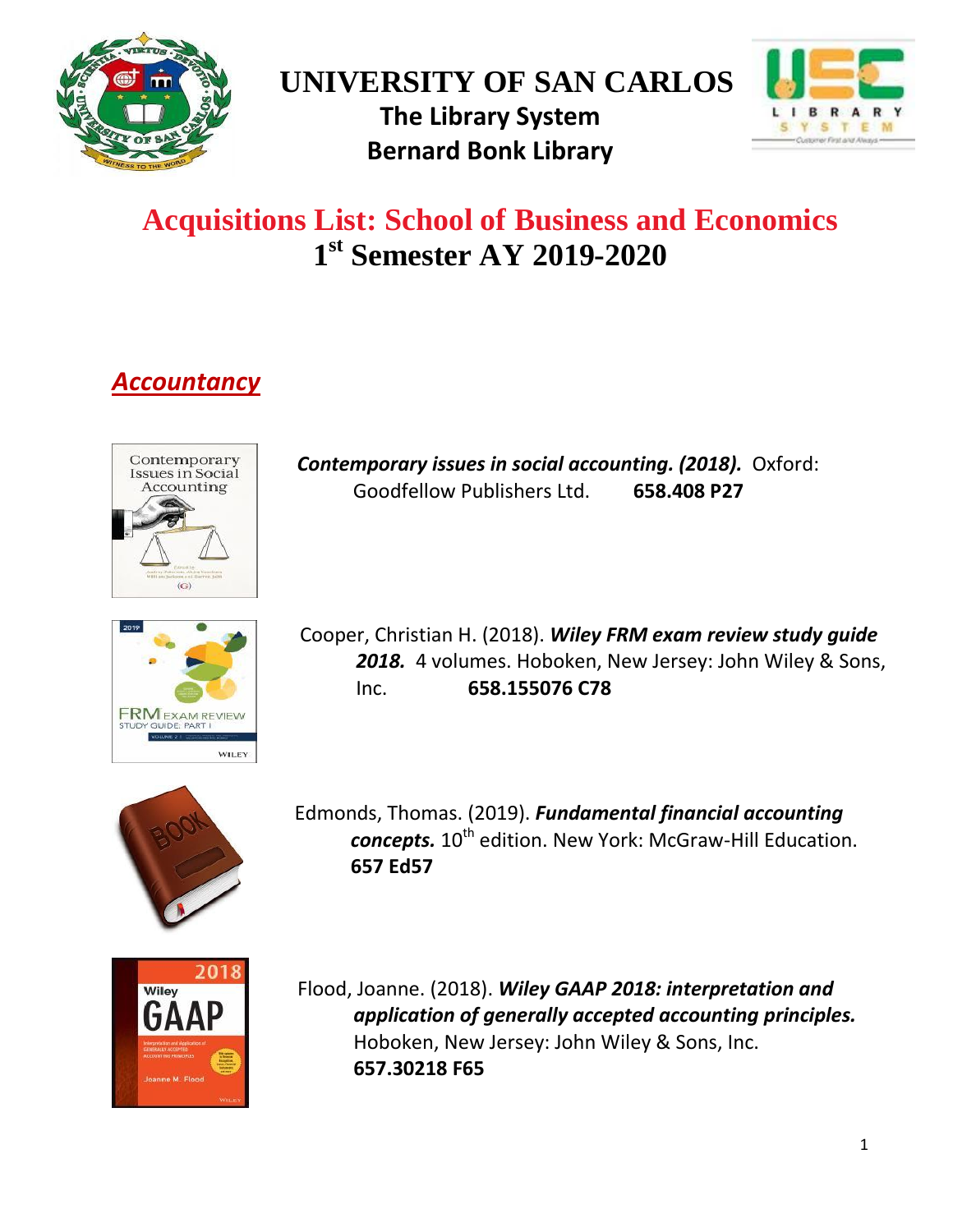# UNIVERSITY OF SAN CARLOS
## The Library System
## Bernard Bonk Library

# Acquisitions List: School of Business and Economics
## 1st Semester AY 2019-2020

### *Accountancy*

***Contemporary issues in social accounting. (2018).*** Oxford: Goodfellow Publishers Ltd. **658.408 P27**

Cooper, Christian H. (2018). ***Wiley FRM exam review study guide 2018.*** 4 volumes. Hoboken, New Jersey: John Wiley & Sons, Inc. **658.155076 C78**

Edmonds, Thomas. (2019). ***Fundamental financial accounting concepts.*** 10th edition. New York: McGraw-Hill Education. **657 Ed57**

Flood, Joanne. (2018). ***Wiley GAAP 2018: interpretation and application of generally accepted accounting principles.*** Hoboken, New Jersey: John Wiley & Sons, Inc. **657.30218 F65**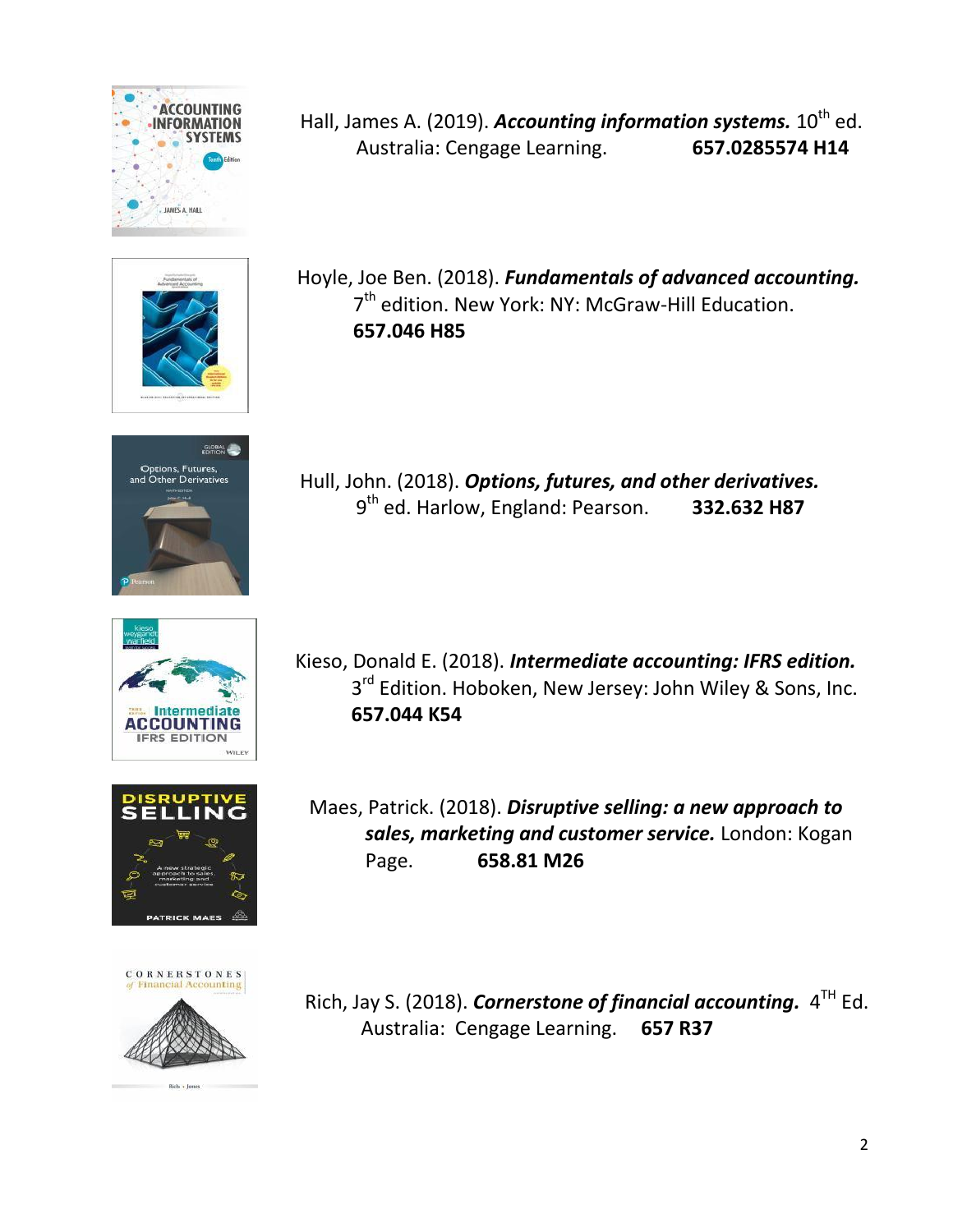Hall, James A. (2019). ***Accounting information systems.*** 10th ed. Australia: Cengage Learning. **657.0285574 H14**

Hoyle, Joe Ben. (2018). ***Fundamentals of advanced accounting.*** 7th edition. New York: NY: McGraw-Hill Education. **657.046 H85**

Hull, John. (2018). ***Options, futures, and other derivatives.*** 9th ed. Harlow, England: Pearson. **332.632 H87**

Kieso, Donald E. (2018). ***Intermediate accounting: IFRS edition.*** 3rd Edition. Hoboken, New Jersey: John Wiley & Sons, Inc. **657.044 K54**

Maes, Patrick. (2018). ***Disruptive selling: a new approach to sales, marketing and customer service.*** London: Kogan Page. **658.81 M26**

Rich, Jay S. (2018). ***Cornerstone of financial accounting.*** 4TH Ed. Australia: Cengage Learning. **657 R37**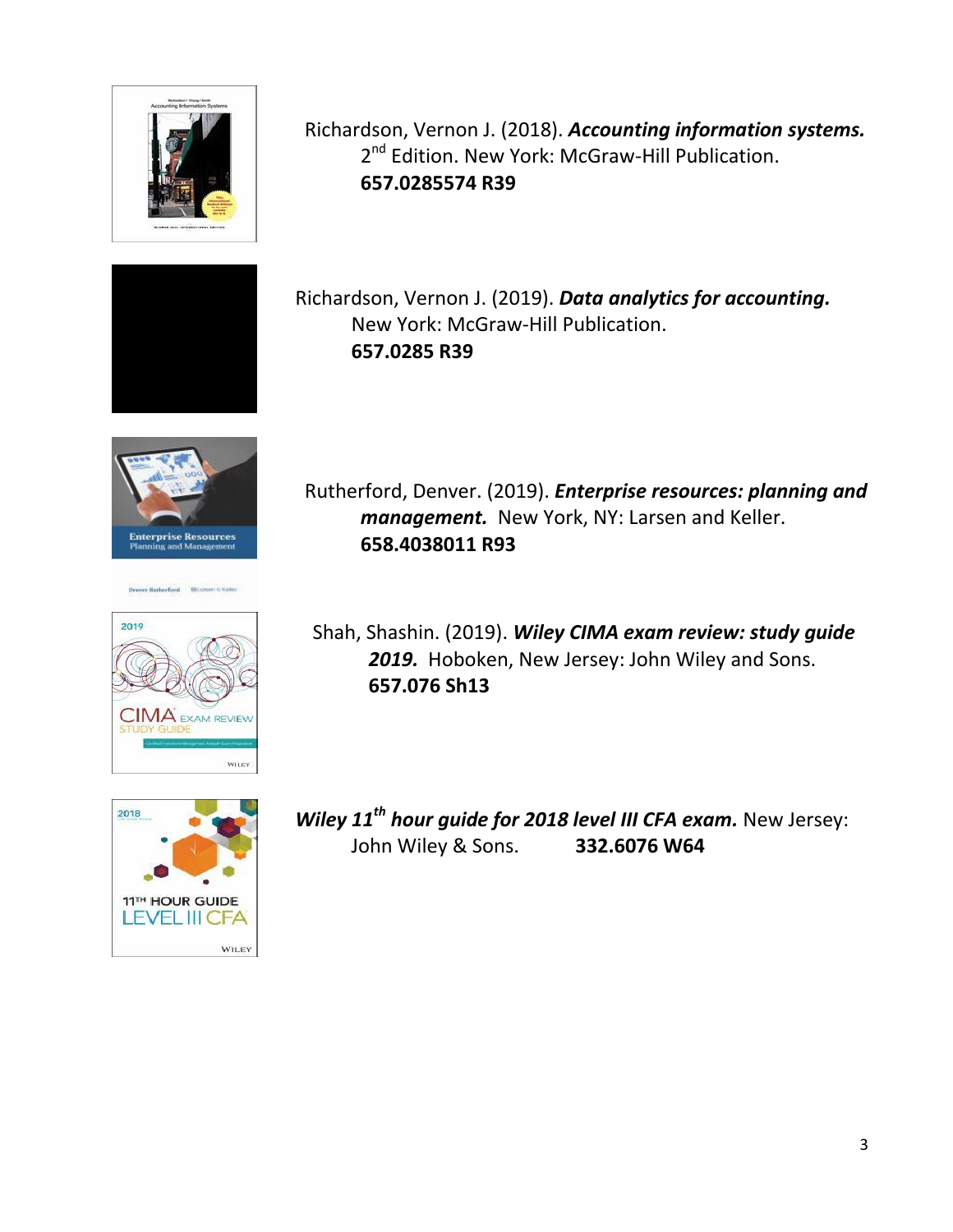Richardson, Vernon J. (2018). ***Accounting information systems.*** 2nd Edition. New York: McGraw-Hill Publication.
**657.0285574 R39**

Richardson, Vernon J. (2019). ***Data analytics for accounting.*** New York: McGraw-Hill Publication.
**657.0285 R39**

Rutherford, Denver. (2019). ***Enterprise resources: planning and management.*** New York, NY: Larsen and Keller.
**658.4038011 R93**

Shah, Shashin. (2019). ***Wiley CIMA exam review: study guide 2019.*** Hoboken, New Jersey: John Wiley and Sons.
**657.076 Sh13**

***Wiley 11th hour guide for 2018 level III CFA exam.*** New Jersey: John Wiley & Sons. **332.6076 W64**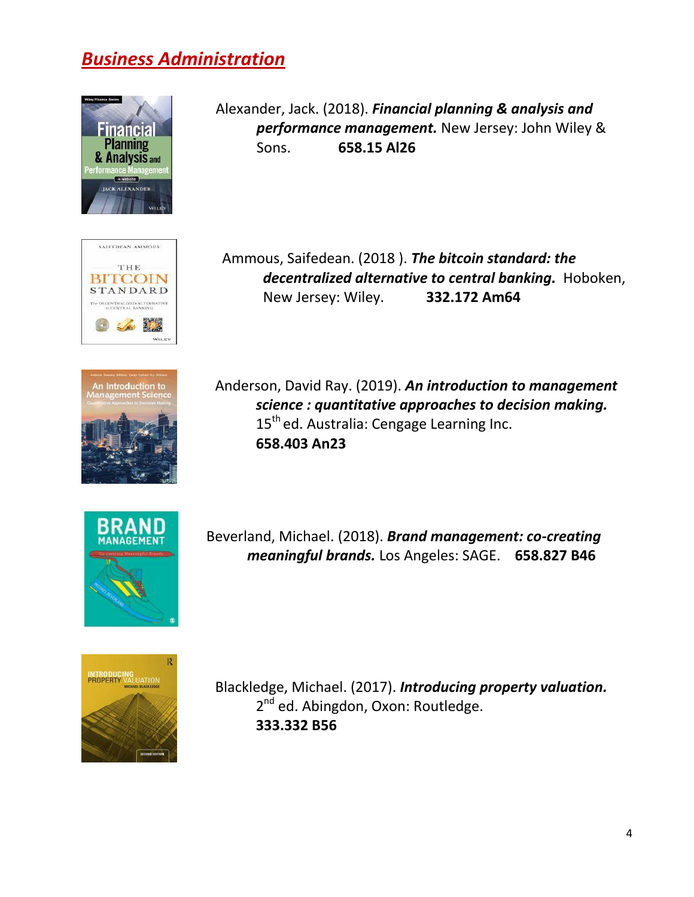## Business Administration

Alexander, Jack. (2018). ***Financial planning & analysis and performance management.*** New Jersey: John Wiley & Sons. **658.15 Al26**

Ammous, Saifedean. (2018 ). ***The bitcoin standard: the decentralized alternative to central banking.*** Hoboken, New Jersey: Wiley. **332.172 Am64**

Anderson, David Ray. (2019). ***An introduction to management science : quantitative approaches to decision making.*** 15th ed. Australia: Cengage Learning Inc. **658.403 An23**

Beverland, Michael. (2018). ***Brand management: co-creating meaningful brands.*** Los Angeles: SAGE. **658.827 B46**

Blackledge, Michael. (2017). ***Introducing property valuation.*** 2nd ed. Abingdon, Oxon: Routledge. **333.332 B56**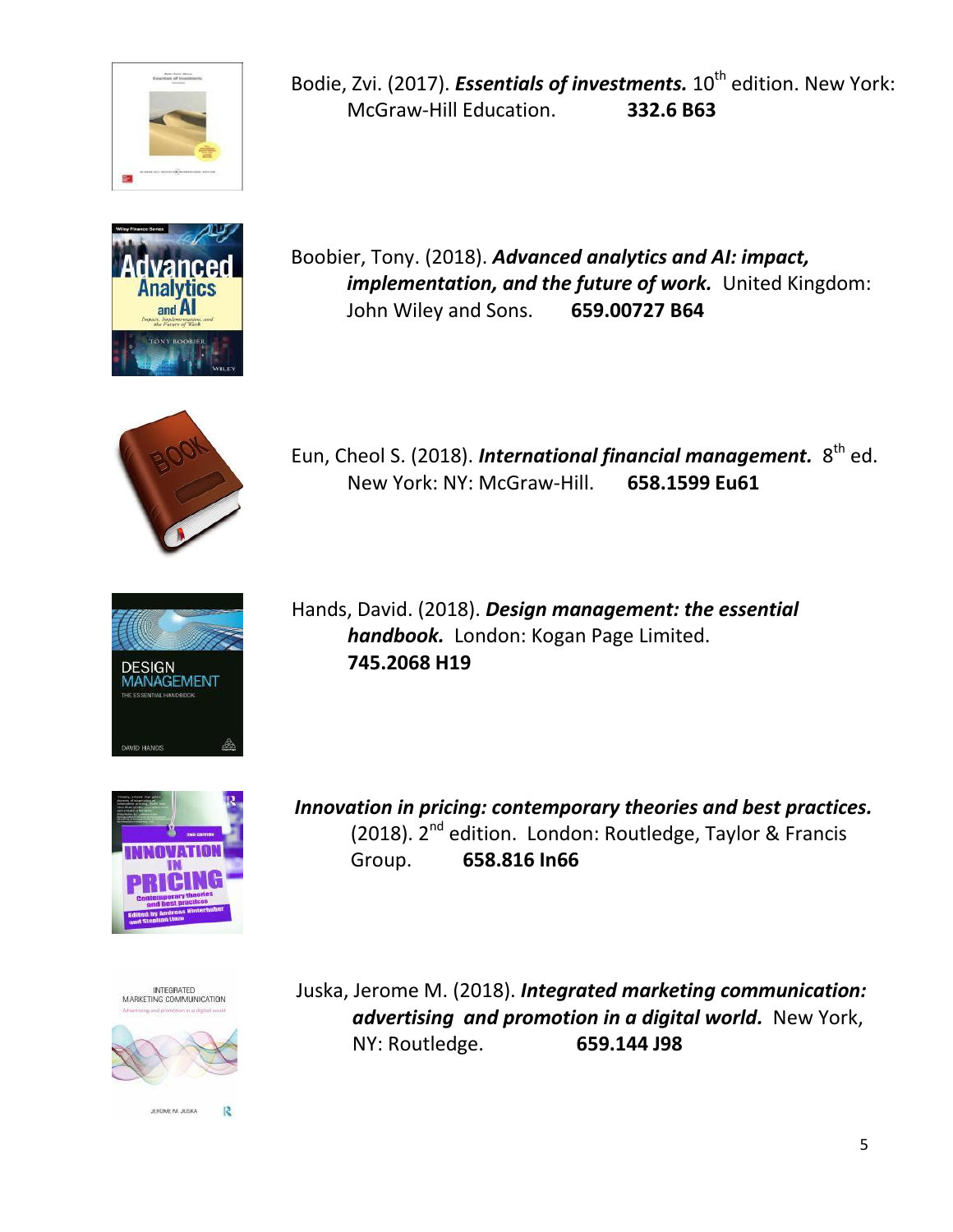Bodie, Zvi. (2017). ***Essentials of investments.*** 10th edition. New York: McGraw-Hill Education. **332.6 B63**

Boobier, Tony. (2018). ***Advanced analytics and AI: impact, implementation, and the future of work.*** United Kingdom: John Wiley and Sons. **659.00727 B64**

Eun, Cheol S. (2018). ***International financial management.*** 8th ed. New York: NY: McGraw-Hill. **658.1599 Eu61**

Hands, David. (2018). ***Design management: the essential handbook.*** London: Kogan Page Limited. **745.2068 H19**

***Innovation in pricing: contemporary theories and best practices.*** (2018). 2nd edition. London: Routledge, Taylor & Francis Group. **658.816 In66**

Juska, Jerome M. (2018). ***Integrated marketing communication: advertising and promotion in a digital world.*** New York, NY: Routledge. **659.144 J98**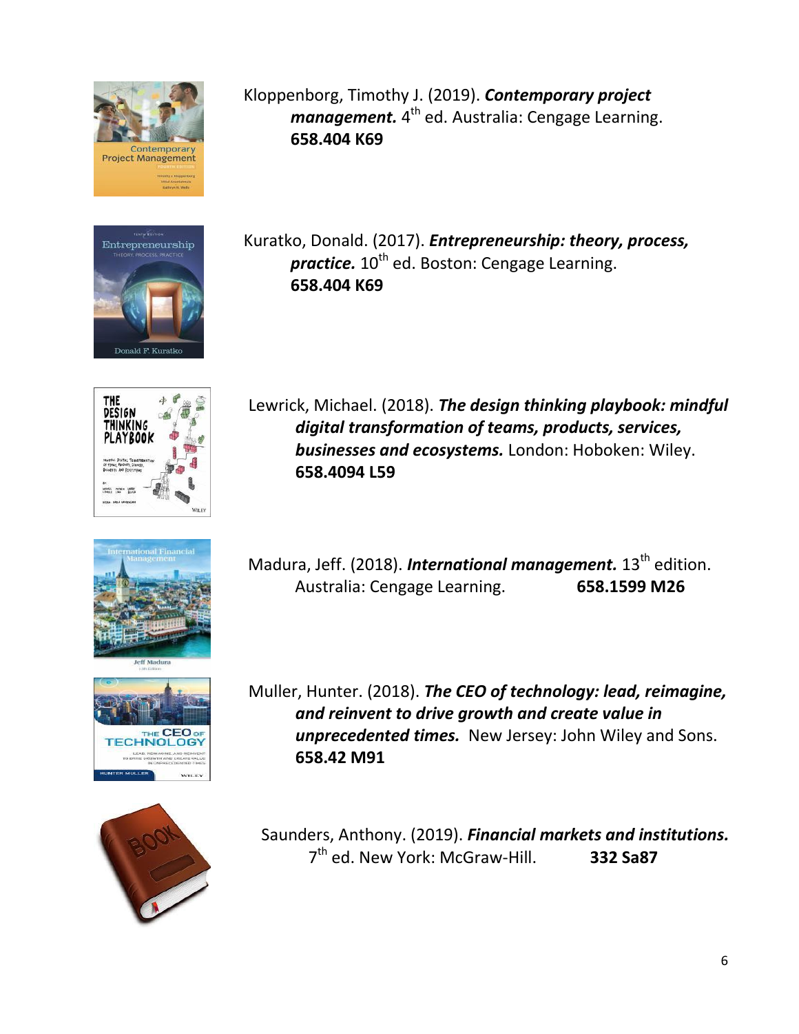Kloppenborg, Timothy J. (2019). ***Contemporary project management.*** 4th ed. Australia: Cengage Learning.
**658.404 K69**

Kuratko, Donald. (2017). ***Entrepreneurship: theory, process, practice.*** 10th ed. Boston: Cengage Learning.
**658.404 K69**

Lewrick, Michael. (2018). ***The design thinking playbook: mindful digital transformation of teams, products, services, businesses and ecosystems.*** London: Hoboken: Wiley.
**658.4094 L59**

Madura, Jeff. (2018). ***International management.*** 13th edition. Australia: Cengage Learning. **658.1599 M26**

Muller, Hunter. (2018). ***The CEO of technology: lead, reimagine, and reinvent to drive growth and create value in unprecedented times.*** New Jersey: John Wiley and Sons.
**658.42 M91**

Saunders, Anthony. (2019). ***Financial markets and institutions.*** 7th ed. New York: McGraw-Hill. **332 Sa87**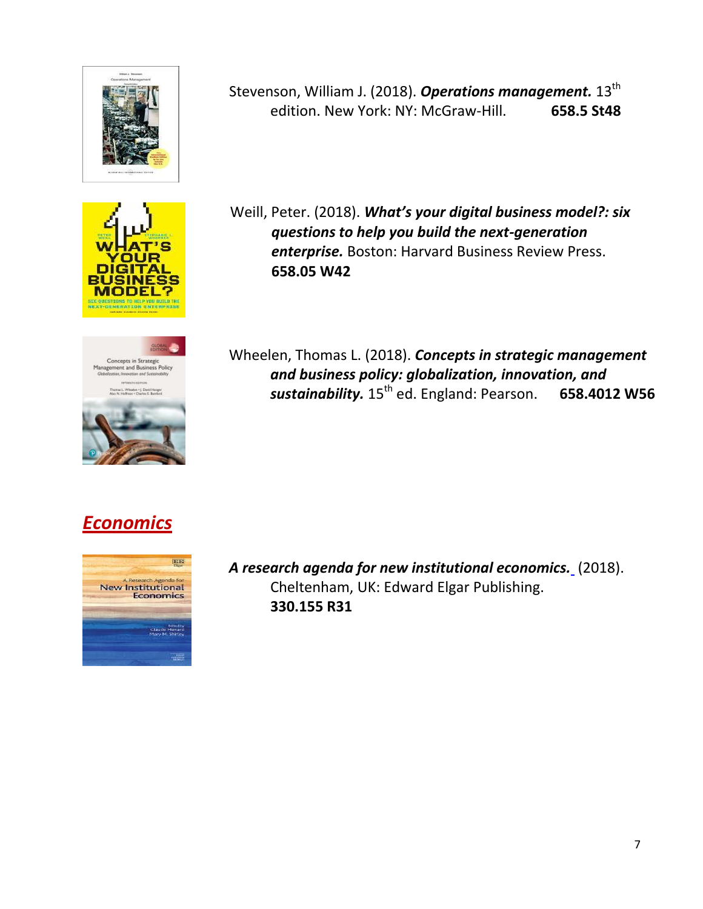Stevenson, William J. (2018). ***Operations management.*** 13th edition. New York: NY: McGraw-Hill. **658.5 St48**

Weill, Peter. (2018). ***What's your digital business model?: six questions to help you build the next-generation enterprise.*** Boston: Harvard Business Review Press. **658.05 W42**

Wheelen, Thomas L. (2018). ***Concepts in strategic management and business policy: globalization, innovation, and sustainability.*** 15th ed. England: Pearson. **658.4012 W56**

## ***Economics***

***A research agenda for new institutional economics.*** (2018). Cheltenham, UK: Edward Elgar Publishing. **330.155 R31**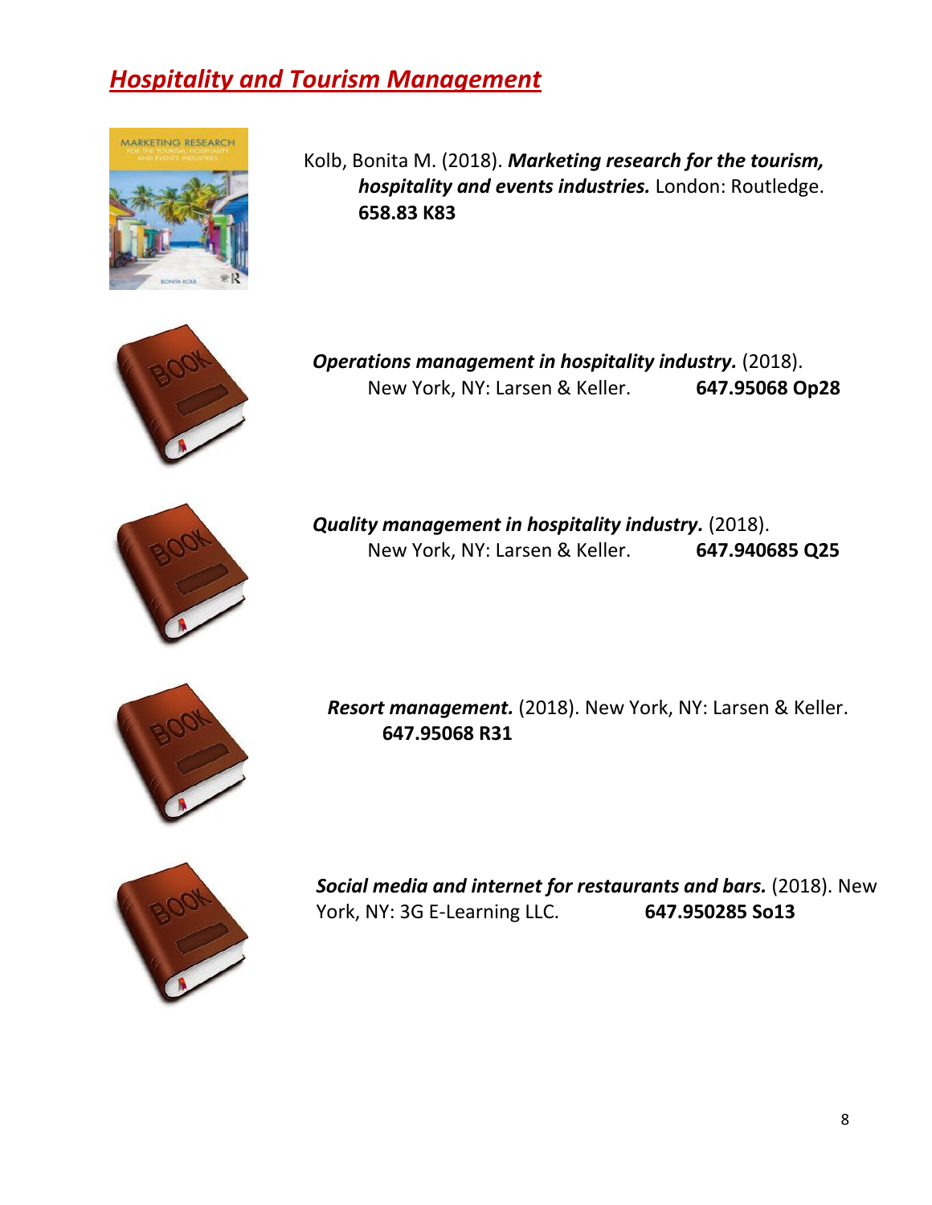## ***Hospitality and Tourism Management***

Kolb, Bonita M. (2018). ***Marketing research for the tourism, hospitality and events industries.*** London: Routledge. **658.83 K83**

***Operations management in hospitality industry.*** (2018). New York, NY: Larsen & Keller. **647.95068 Op28**

***Quality management in hospitality industry.*** (2018). New York, NY: Larsen & Keller. **647.940685 Q25**

***Resort management.*** (2018). New York, NY: Larsen & Keller. **647.95068 R31**

***Social media and internet for restaurants and bars.*** (2018). New York, NY: 3G E-Learning LLC. **647.950285 So13**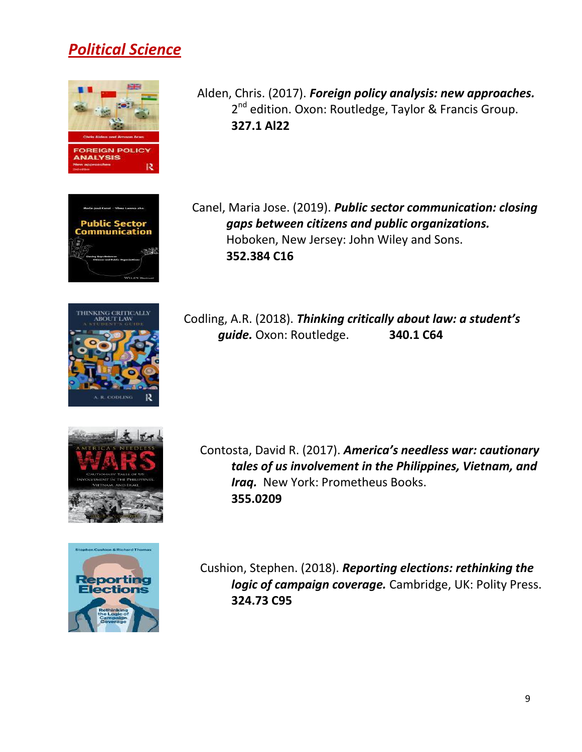## *Political Science*

Alden, Chris. (2017). ***Foreign policy analysis: new approaches.*** 2nd edition. Oxon: Routledge, Taylor & Francis Group. **327.1 Al22**

Canel, Maria Jose. (2019). ***Public sector communication: closing gaps between citizens and public organizations.*** Hoboken, New Jersey: John Wiley and Sons. **352.384 C16**

Codling, A.R. (2018). ***Thinking critically about law: a student's guide.*** Oxon: Routledge. **340.1 C64**

Contosta, David R. (2017). ***America's needless war: cautionary tales of us involvement in the Philippines, Vietnam, and Iraq.*** New York: Prometheus Books. **355.0209**

Cushion, Stephen. (2018). ***Reporting elections: rethinking the logic of campaign coverage.*** Cambridge, UK: Polity Press. **324.73 C95**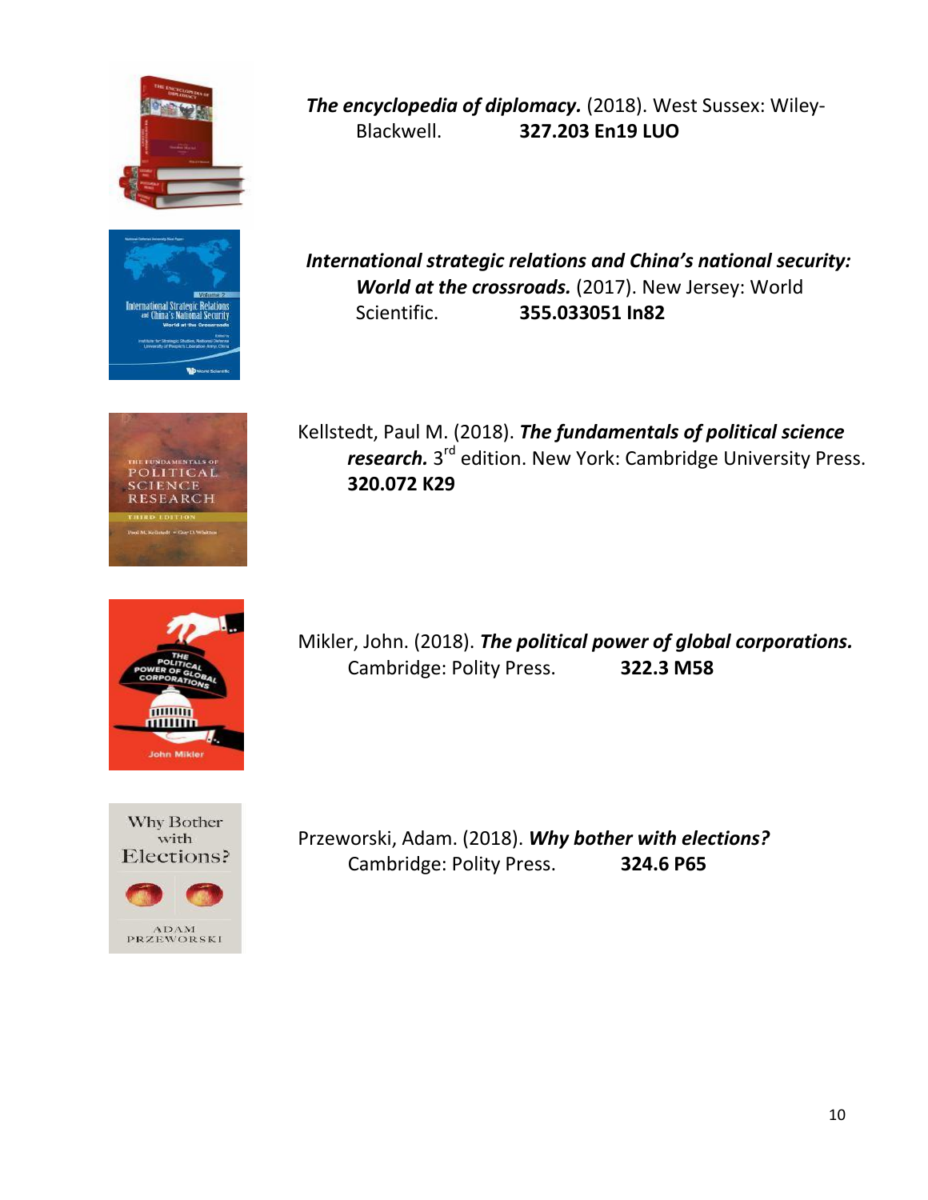***The encyclopedia of diplomacy.*** (2018). West Sussex: Wiley-Blackwell. **327.203 En19 LUO**

***International strategic relations and China's national security: World at the crossroads.*** (2017). New Jersey: World Scientific. **355.033051 In82**

Kellstedt, Paul M. (2018). ***The fundamentals of political science research.*** 3rd edition. New York: Cambridge University Press. **320.072 K29**

Mikler, John. (2018). ***The political power of global corporations.*** Cambridge: Polity Press. **322.3 M58**

Przeworski, Adam. (2018). ***Why bother with elections?*** Cambridge: Polity Press. **324.6 P65**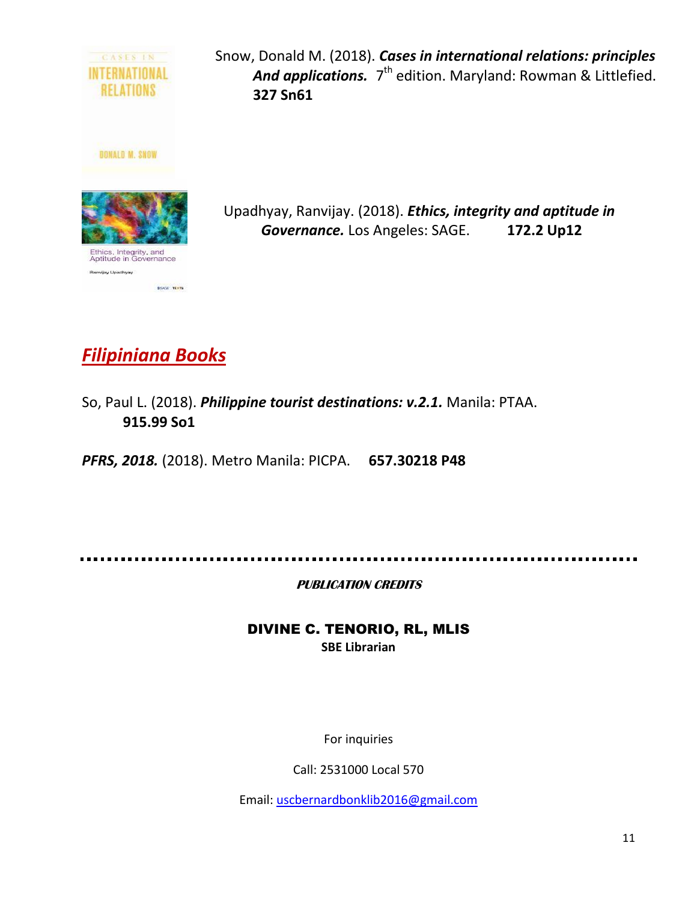Snow, Donald M. (2018). ***Cases in international relations: principles And applications.*** 7th edition. Maryland: Rowman & Littlefied. **327 Sn61**

Upadhyay, Ranvijay. (2018). ***Ethics, integrity and aptitude in Governance.*** Los Angeles: SAGE. **172.2 Up12**

## *Filipiniana Books*

So, Paul L. (2018). ***Philippine tourist destinations: v.2.1.*** Manila: PTAA. **915.99 So1**

***PFRS, 2018.*** (2018). Metro Manila: PICPA. **657.30218 P48**

---

***PUBLICATION CREDITS***

**DIVINE C. TENORIO, RL, MLIS**
**SBE Librarian**

For inquiries

Call: 2531000 Local 570

Email: uscbernardbonklib2016@gmail.com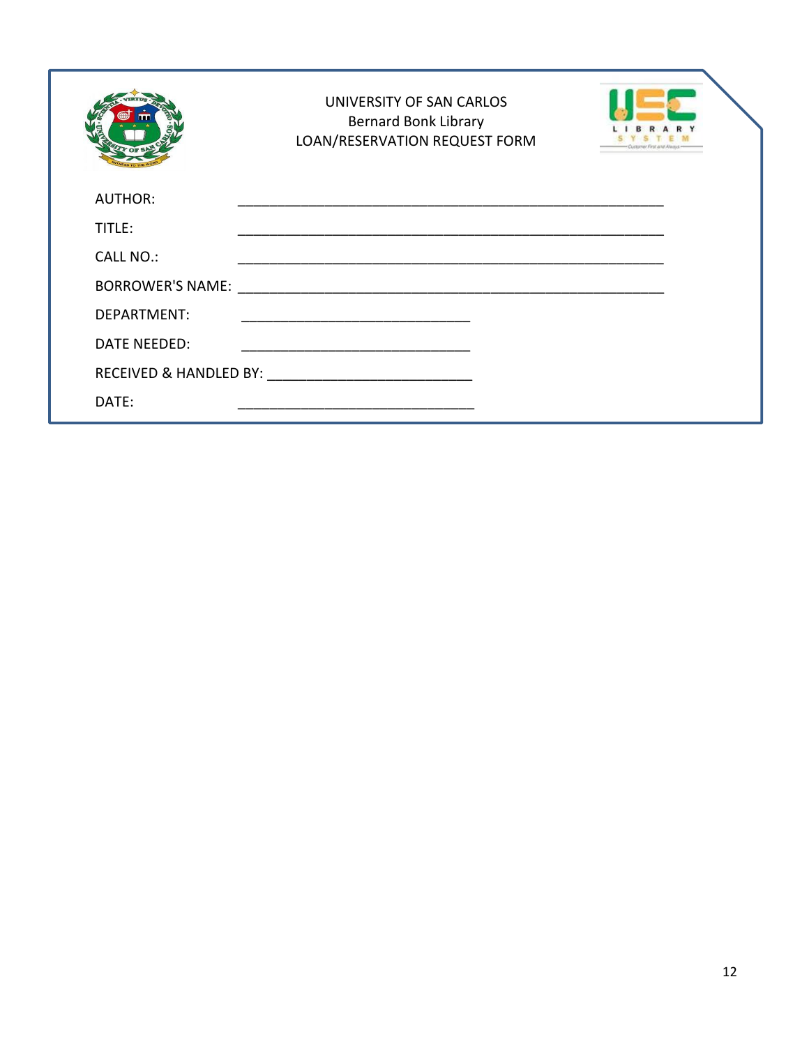UNIVERSITY OF SAN CARLOS
Bernard Bonk Library
LOAN/RESERVATION REQUEST FORM

AUTHOR: ______________________________________________________

TITLE: ______________________________________________________

CALL NO.: ______________________________________________________

BORROWER'S NAME: ______________________________________________________

DEPARTMENT: ______________________________

DATE NEEDED: ______________________________

RECEIVED & HANDLED BY: ___________________________

DATE: _______________________________